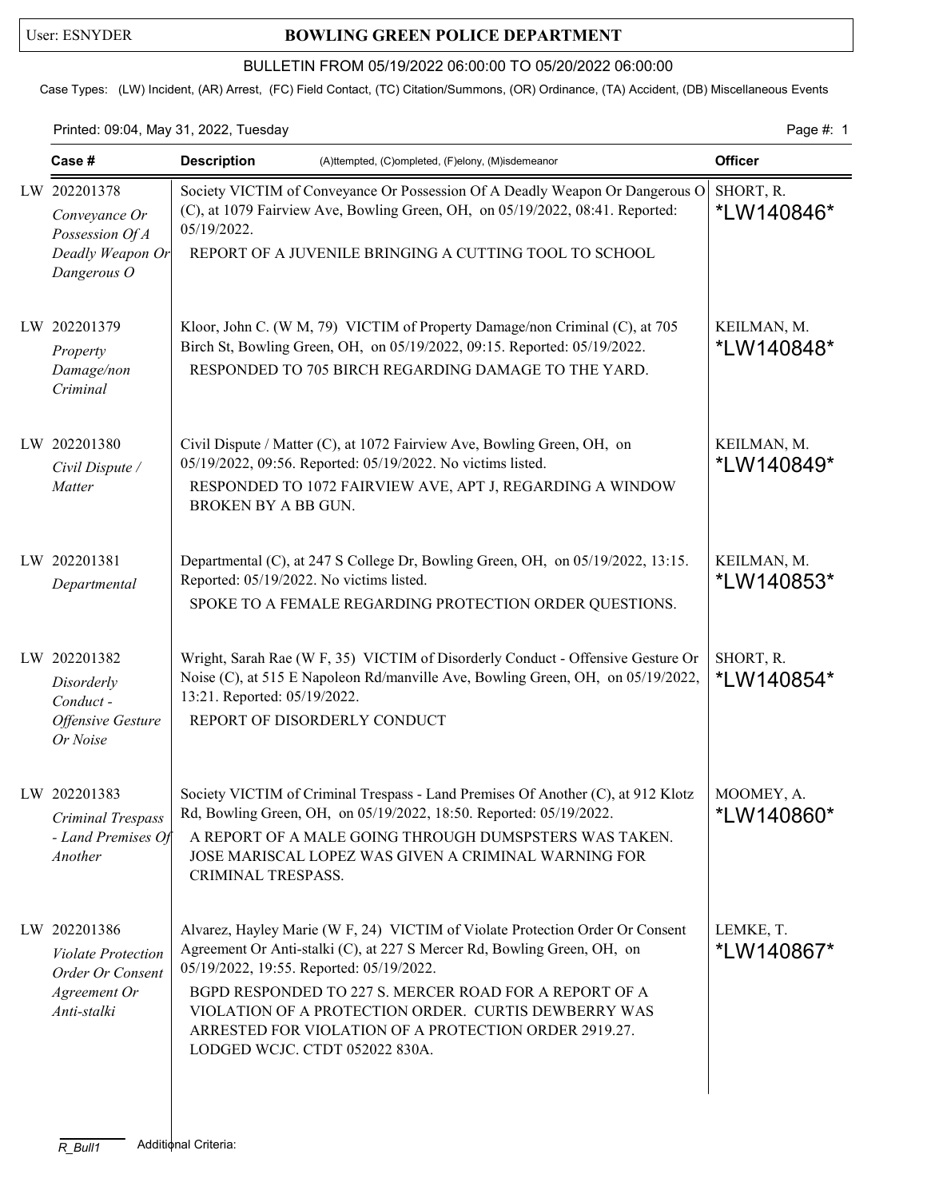User: ESNYDER

# BOWLING GREEN POLICE DEPARTMENT

BULLETIN FROM 05/19/2022 06:00:00 TO 05/20/2022 06:00:00

Case Types: (LW) Incident, (AR) Arrest, (FC) Field Contact, (TC) Citation/Summons, (OR) Ordinance, (TA) Accident, (DB) Miscellaneous Events

Printed: 09:04, May 31, 2022, Tuesday

| Case # | Description (A)ttempted, (C)ompleted, (F)elony, (M)isdemeanor | Officer |
|---|---|---|
| LW 202201378 *Conveyance Or Possession Of A Deadly Weapon Or Dangerous O* | Society VICTIM of Conveyance Or Possession Of A Deadly Weapon Or Dangerous O (C), at 1079 Fairview Ave, Bowling Green, OH, on 05/19/2022, 08:41. Reported: 05/19/2022. REPORT OF A JUVENILE BRINGING A CUTTING TOOL TO SCHOOL | SHORT, R. *LW140846* |
| LW 202201379 *Property Damage/non Criminal* | Kloor, John C. (W M, 79) VICTIM of Property Damage/non Criminal (C), at 705 Birch St, Bowling Green, OH, on 05/19/2022, 09:15. Reported: 05/19/2022. RESPONDED TO 705 BIRCH REGARDING DAMAGE TO THE YARD. | KEILMAN, M. *LW140848* |
| LW 202201380 *Civil Dispute / Matter* | Civil Dispute / Matter (C), at 1072 Fairview Ave, Bowling Green, OH, on 05/19/2022, 09:56. Reported: 05/19/2022. No victims listed. RESPONDED TO 1072 FAIRVIEW AVE, APT J, REGARDING A WINDOW BROKEN BY A BB GUN. | KEILMAN, M. *LW140849* |
| LW 202201381 *Departmental* | Departmental (C), at 247 S College Dr, Bowling Green, OH, on 05/19/2022, 13:15. Reported: 05/19/2022. No victims listed. SPOKE TO A FEMALE REGARDING PROTECTION ORDER QUESTIONS. | KEILMAN, M. *LW140853* |
| LW 202201382 *Disorderly Conduct - Offensive Gesture Or Noise* | Wright, Sarah Rae (W F, 35) VICTIM of Disorderly Conduct - Offensive Gesture Or Noise (C), at 515 E Napoleon Rd/manville Ave, Bowling Green, OH, on 05/19/2022, 13:21. Reported: 05/19/2022. REPORT OF DISORDERLY CONDUCT | SHORT, R. *LW140854* |
| LW 202201383 *Criminal Trespass - Land Premises Of Another* | Society VICTIM of Criminal Trespass - Land Premises Of Another (C), at 912 Klotz Rd, Bowling Green, OH, on 05/19/2022, 18:50. Reported: 05/19/2022. A REPORT OF A MALE GOING THROUGH DUMSPSTERS WAS TAKEN. JOSE MARISCAL LOPEZ WAS GIVEN A CRIMINAL WARNING FOR CRIMINAL TRESPASS. | MOOMEY, A. *LW140860* |
| LW 202201386 *Violate Protection Order Or Consent Agreement Or Anti-stalki* | Alvarez, Hayley Marie (W F, 24) VICTIM of Violate Protection Order Or Consent Agreement Or Anti-stalki (C), at 227 S Mercer Rd, Bowling Green, OH, on 05/19/2022, 19:55. Reported: 05/19/2022. BGPD RESPONDED TO 227 S. MERCER ROAD FOR A REPORT OF A VIOLATION OF A PROTECTION ORDER. CURTIS DEWBERRY WAS ARRESTED FOR VIOLATION OF A PROTECTION ORDER 2919.27. LODGED WCJC. CTDT 052022 830A. | LEMKE, T. *LW140867* |

R_Bull1 Additional Criteria: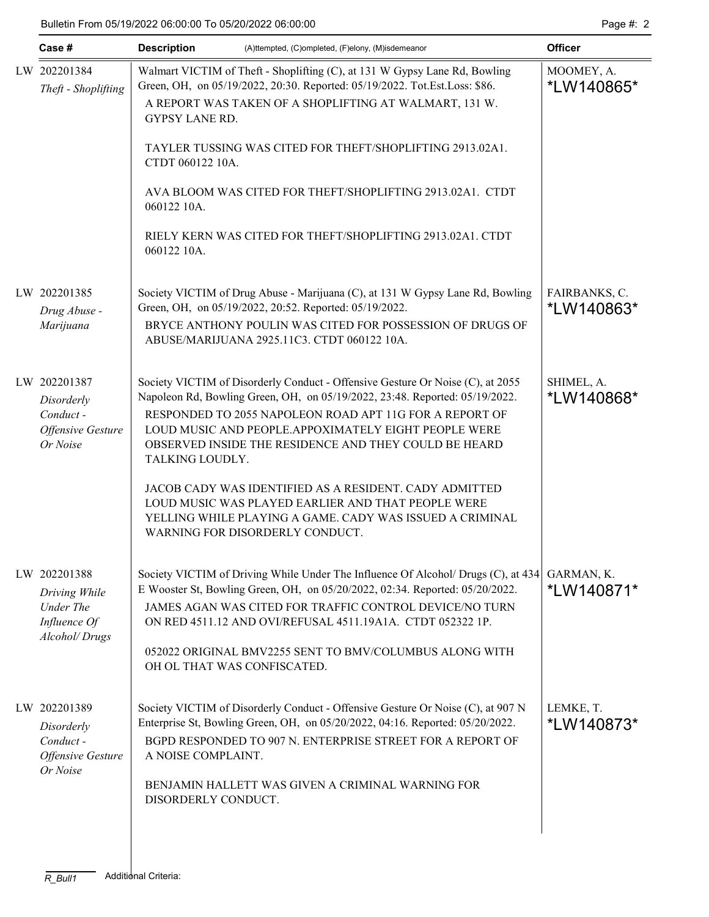| Case # | Description (A)ttempted, (C)ompleted, (F)elony, (M)isdemeanor | Officer |
|---|---|---|
| LW 202201384 *Theft - Shoplifting* | Walmart VICTIM of Theft - Shoplifting (C), at 131 W Gypsy Lane Rd, Bowling Green, OH, on 05/19/2022, 20:30. Reported: 05/19/2022. Tot.Est.Loss: $86.<br>A REPORT WAS TAKEN OF A SHOPLIFTING AT WALMART, 131 W. GYPSY LANE RD.<br><br>TAYLER TUSSING WAS CITED FOR THEFT/SHOPLIFTING 2913.02A1. CTDT 060122 10A.<br><br>AVA BLOOM WAS CITED FOR THEFT/SHOPLIFTING 2913.02A1. CTDT 060122 10A.<br><br>RIELY KERN WAS CITED FOR THEFT/SHOPLIFTING 2913.02A1. CTDT 060122 10A. | MOOMEY, A. *LW140865* |
| LW 202201385 *Drug Abuse - Marijuana* | Society VICTIM of Drug Abuse - Marijuana (C), at 131 W Gypsy Lane Rd, Bowling Green, OH, on 05/19/2022, 20:52. Reported: 05/19/2022.<br>BRYCE ANTHONY POULIN WAS CITED FOR POSSESSION OF DRUGS OF ABUSE/MARIJUANA 2925.11C3. CTDT 060122 10A. | FAIRBANKS, C. *LW140863* |
| LW 202201387 *Disorderly Conduct - Offensive Gesture Or Noise* | Society VICTIM of Disorderly Conduct - Offensive Gesture Or Noise (C), at 2055 Napoleon Rd, Bowling Green, OH, on 05/19/2022, 23:48. Reported: 05/19/2022.<br>RESPONDED TO 2055 NAPOLEON ROAD APT 11G FOR A REPORT OF LOUD MUSIC AND PEOPLE.APPOXIMATELY EIGHT PEOPLE WERE OBSERVED INSIDE THE RESIDENCE AND THEY COULD BE HEARD TALKING LOUDLY.<br><br>JACOB CADY WAS IDENTIFIED AS A RESIDENT. CADY ADMITTED LOUD MUSIC WAS PLAYED EARLIER AND THAT PEOPLE WERE YELLING WHILE PLAYING A GAME. CADY WAS ISSUED A CRIMINAL WARNING FOR DISORDERLY CONDUCT. | SHIMEL, A. *LW140868* |
| LW 202201388 *Driving While Under The Influence Of Alcohol/ Drugs* | Society VICTIM of Driving While Under The Influence Of Alcohol/ Drugs (C), at 434 E Wooster St, Bowling Green, OH, on 05/20/2022, 02:34. Reported: 05/20/2022.<br>JAMES AGAN WAS CITED FOR TRAFFIC CONTROL DEVICE/NO TURN ON RED 4511.12 AND OVI/REFUSAL 4511.19A1A. CTDT 052322 1P.<br><br>052022 ORIGINAL BMV2255 SENT TO BMV/COLUMBUS ALONG WITH OH OL THAT WAS CONFISCATED. | GARMAN, K. *LW140871* |
| LW 202201389 *Disorderly Conduct - Offensive Gesture Or Noise* | Society VICTIM of Disorderly Conduct - Offensive Gesture Or Noise (C), at 907 N Enterprise St, Bowling Green, OH, on 05/20/2022, 04:16. Reported: 05/20/2022.<br>BGPD RESPONDED TO 907 N. ENTERPRISE STREET FOR A REPORT OF A NOISE COMPLAINT.<br><br>BENJAMIN HALLETT WAS GIVEN A CRIMINAL WARNING FOR DISORDERLY CONDUCT. | LEMKE, T. *LW140873* |

Additional Criteria: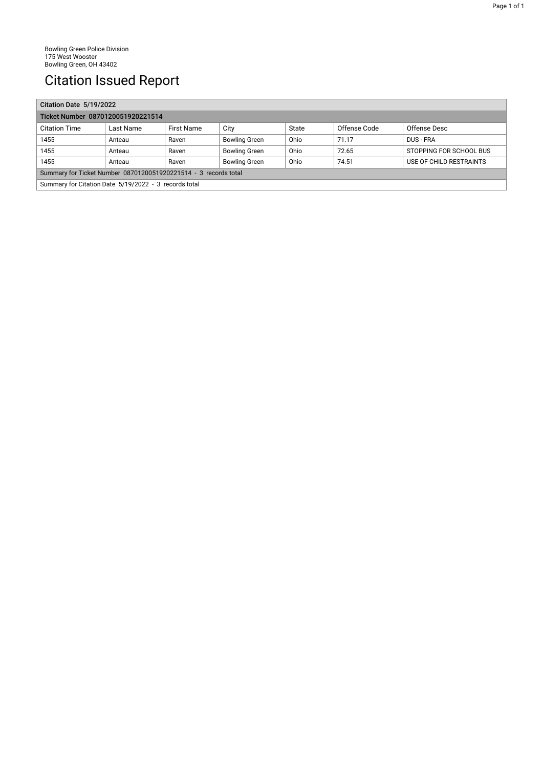Bowling Green Police Division
175 West Wooster
Bowling Green, OH 43402

# Citation Issued Report

| Citation Date 5/19/2022 | | | | | | |
|---|---|---|---|---|---|---|
| **Ticket Number 0870120051920221514** | | | | | | |
| Citation Time | Last Name | First Name | City | State | Offense Code | Offense Desc |
| 1455 | Anteau | Raven | Bowling Green | Ohio | 71.17 | DUS - FRA |
| 1455 | Anteau | Raven | Bowling Green | Ohio | 72.65 | STOPPING FOR SCHOOL BUS |
| 1455 | Anteau | Raven | Bowling Green | Ohio | 74.51 | USE OF CHILD RESTRAINTS |
| Summary for Ticket Number 0870120051920221514 - 3 records total | | | | | | |
| Summary for Citation Date 5/19/2022 - 3 records total | | | | | | |